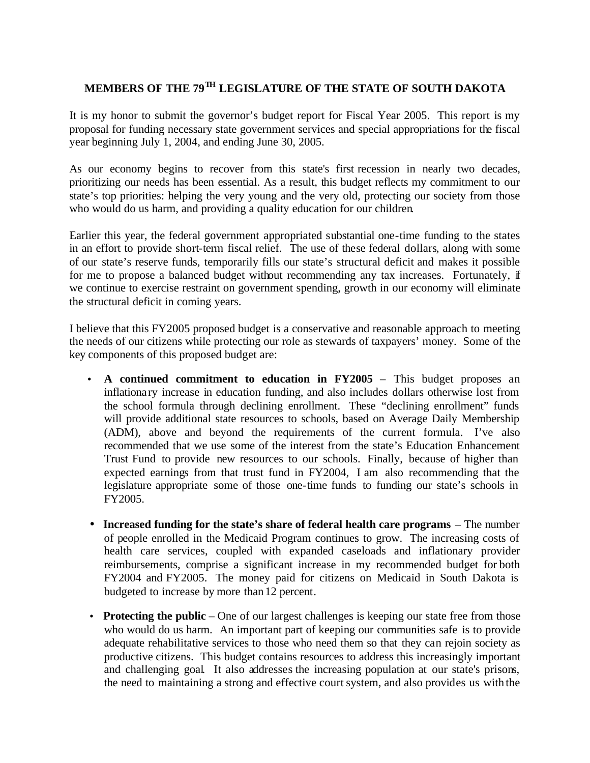# MEMBERS OF THE 79TH LEGISLATURE OF THE STATE OF SOUTH DAKOTA

It is my honor to submit the governor's budget report for Fiscal Year 2005. This report is my proposal for funding necessary state government services and special appropriations for the fiscal year beginning July 1, 2004, and ending June 30, 2005.

As our economy begins to recover from this state's first recession in nearly two decades, prioritizing our needs has been essential. As a result, this budget reflects my commitment to our state's top priorities: helping the very young and the very old, protecting our society from those who would do us harm, and providing a quality education for our children.

Earlier this year, the federal government appropriated substantial one-time funding to the states in an effort to provide short-term fiscal relief. The use of these federal dollars, along with some of our state's reserve funds, temporarily fills our state's structural deficit and makes it possible for me to propose a balanced budget without recommending any tax increases. Fortunately, if we continue to exercise restraint on government spending, growth in our economy will eliminate the structural deficit in coming years.

I believe that this FY2005 proposed budget is a conservative and reasonable approach to meeting the needs of our citizens while protecting our role as stewards of taxpayers' money. Some of the key components of this proposed budget are:

- **A continued commitment to education in FY2005** – This budget proposes an inflationary increase in education funding, and also includes dollars otherwise lost from the school formula through declining enrollment. These "declining enrollment" funds will provide additional state resources to schools, based on Average Daily Membership (ADM), above and beyond the requirements of the current formula. I've also recommended that we use some of the interest from the state's Education Enhancement Trust Fund to provide new resources to our schools. Finally, because of higher than expected earnings from that trust fund in FY2004, I am also recommending that the legislature appropriate some of those one-time funds to funding our state's schools in FY2005.

- **Increased funding for the state's share of federal health care programs** – The number of people enrolled in the Medicaid Program continues to grow. The increasing costs of health care services, coupled with expanded caseloads and inflationary provider reimbursements, comprise a significant increase in my recommended budget for both FY2004 and FY2005. The money paid for citizens on Medicaid in South Dakota is budgeted to increase by more than 12 percent.

- **Protecting the public** – One of our largest challenges is keeping our state free from those who would do us harm. An important part of keeping our communities safe is to provide adequate rehabilitative services to those who need them so that they can rejoin society as productive citizens. This budget contains resources to address this increasingly important and challenging goal. It also addresses the increasing population at our state's prisons, the need to maintaining a strong and effective court system, and also provides us with the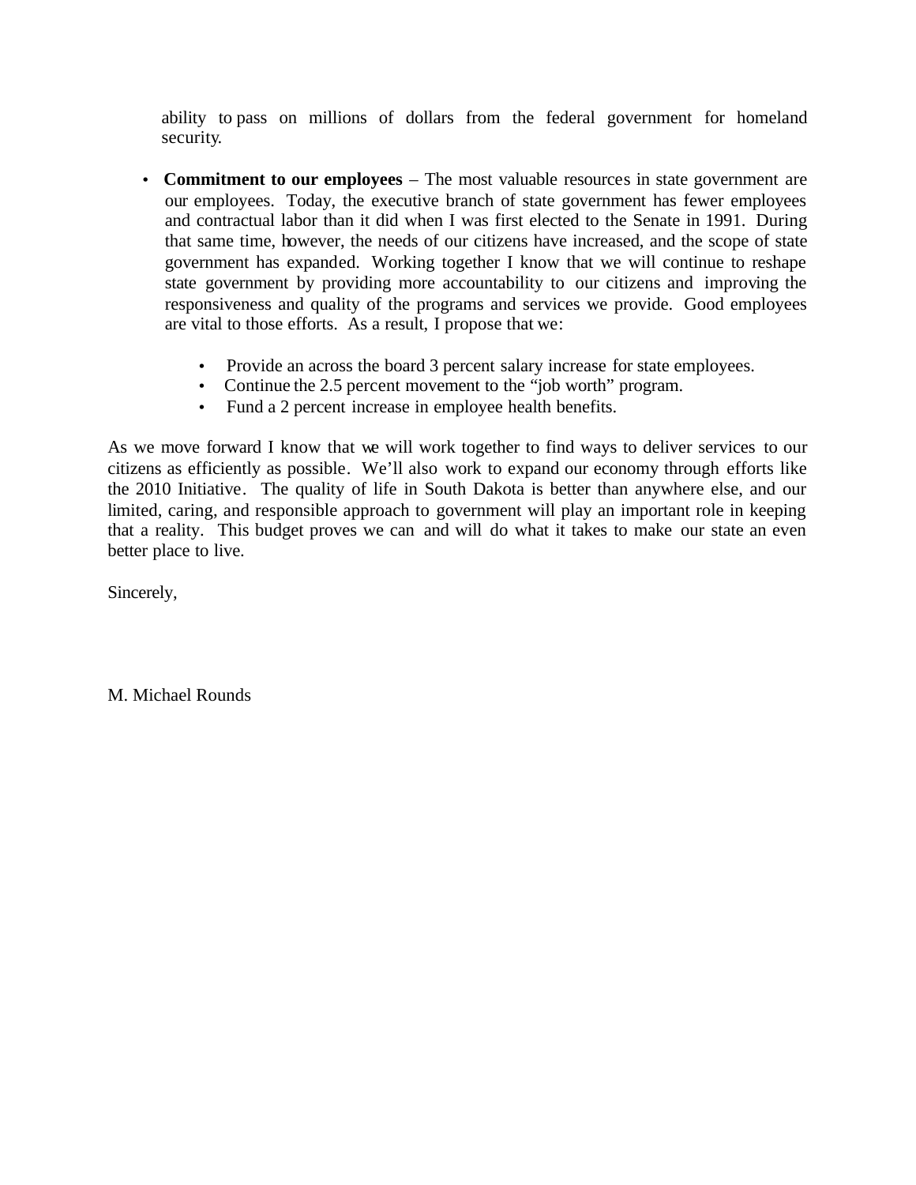ability to pass on millions of dollars from the federal government for homeland security.

- **Commitment to our employees** – The most valuable resources in state government are our employees. Today, the executive branch of state government has fewer employees and contractual labor than it did when I was first elected to the Senate in 1991. During that same time, however, the needs of our citizens have increased, and the scope of state government has expanded. Working together I know that we will continue to reshape state government by providing more accountability to our citizens and improving the responsiveness and quality of the programs and services we provide. Good employees are vital to those efforts. As a result, I propose that we:

  - Provide an across the board 3 percent salary increase for state employees.
  - Continue the 2.5 percent movement to the "job worth" program.
  - Fund a 2 percent increase in employee health benefits.

As we move forward I know that we will work together to find ways to deliver services to our citizens as efficiently as possible. We'll also work to expand our economy through efforts like the 2010 Initiative. The quality of life in South Dakota is better than anywhere else, and our limited, caring, and responsible approach to government will play an important role in keeping that a reality. This budget proves we can and will do what it takes to make our state an even better place to live.

Sincerely,

M. Michael Rounds